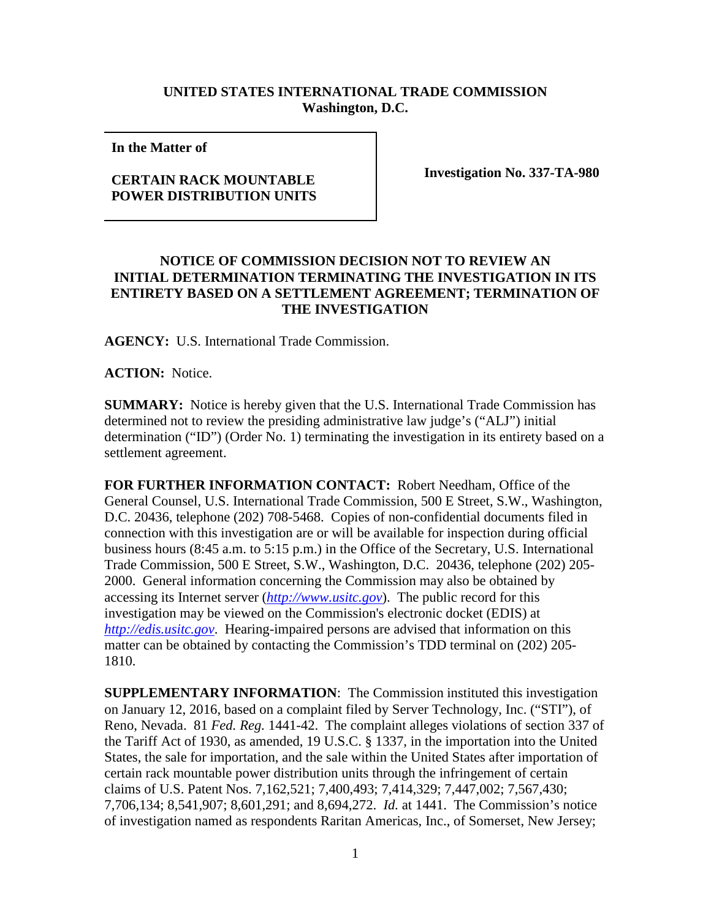**UNITED STATES INTERNATIONAL TRADE COMMISSION**
**Washington, D.C.**

| **In the Matter of**<br><br>**CERTAIN RACK MOUNTABLE POWER DISTRIBUTION UNITS** | **Investigation No. 337-TA-980** |
|---|---|

**NOTICE OF COMMISSION DECISION NOT TO REVIEW AN INITIAL DETERMINATION TERMINATING THE INVESTIGATION IN ITS ENTIRETY BASED ON A SETTLEMENT AGREEMENT; TERMINATION OF THE INVESTIGATION**

**AGENCY:** U.S. International Trade Commission.

**ACTION:** Notice.

**SUMMARY:** Notice is hereby given that the U.S. International Trade Commission has determined not to review the presiding administrative law judge's ("ALJ") initial determination ("ID") (Order No. 1) terminating the investigation in its entirety based on a settlement agreement.

**FOR FURTHER INFORMATION CONTACT:** Robert Needham, Office of the General Counsel, U.S. International Trade Commission, 500 E Street, S.W., Washington, D.C. 20436, telephone (202) 708-5468. Copies of non-confidential documents filed in connection with this investigation are or will be available for inspection during official business hours (8:45 a.m. to 5:15 p.m.) in the Office of the Secretary, U.S. International Trade Commission, 500 E Street, S.W., Washington, D.C. 20436, telephone (202) 205-2000. General information concerning the Commission may also be obtained by accessing its Internet server (*http://www.usitc.gov*). The public record for this investigation may be viewed on the Commission's electronic docket (EDIS) at *http://edis.usitc.gov*. Hearing-impaired persons are advised that information on this matter can be obtained by contacting the Commission's TDD terminal on (202) 205-1810.

**SUPPLEMENTARY INFORMATION**: The Commission instituted this investigation on January 12, 2016, based on a complaint filed by Server Technology, Inc. ("STI"), of Reno, Nevada. 81 *Fed. Reg.* 1441-42. The complaint alleges violations of section 337 of the Tariff Act of 1930, as amended, 19 U.S.C. § 1337, in the importation into the United States, the sale for importation, and the sale within the United States after importation of certain rack mountable power distribution units through the infringement of certain claims of U.S. Patent Nos. 7,162,521; 7,400,493; 7,414,329; 7,447,002; 7,567,430; 7,706,134; 8,541,907; 8,601,291; and 8,694,272. *Id.* at 1441. The Commission's notice of investigation named as respondents Raritan Americas, Inc., of Somerset, New Jersey;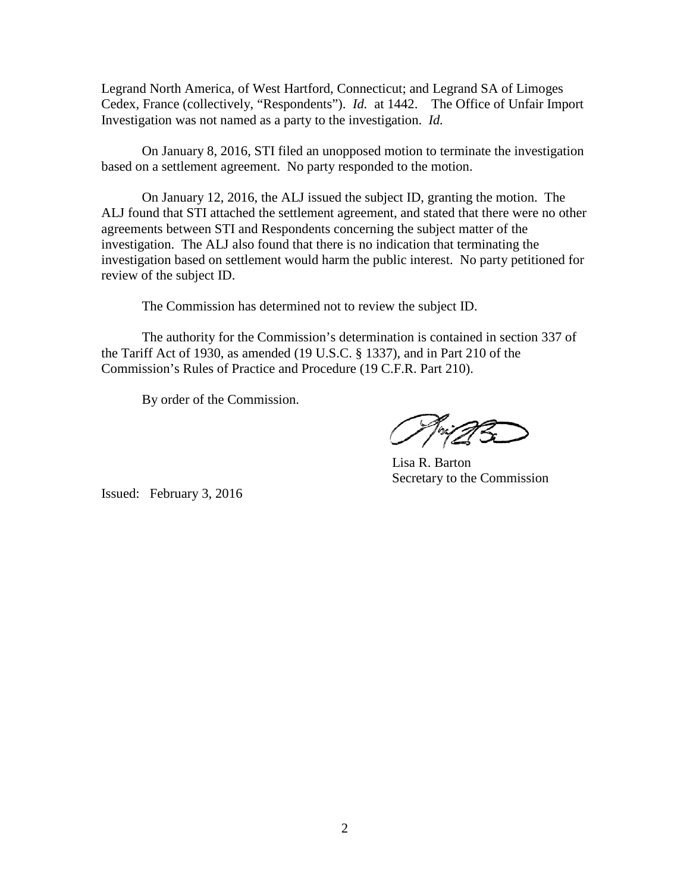Legrand North America, of West Hartford, Connecticut; and Legrand SA of Limoges Cedex, France (collectively, "Respondents"). *Id.* at 1442. The Office of Unfair Import Investigation was not named as a party to the investigation. *Id.*

On January 8, 2016, STI filed an unopposed motion to terminate the investigation based on a settlement agreement. No party responded to the motion.

On January 12, 2016, the ALJ issued the subject ID, granting the motion. The ALJ found that STI attached the settlement agreement, and stated that there were no other agreements between STI and Respondents concerning the subject matter of the investigation. The ALJ also found that there is no indication that terminating the investigation based on settlement would harm the public interest. No party petitioned for review of the subject ID.

The Commission has determined not to review the subject ID.

The authority for the Commission's determination is contained in section 337 of the Tariff Act of 1930, as amended (19 U.S.C. § 1337), and in Part 210 of the Commission's Rules of Practice and Procedure (19 C.F.R. Part 210).

By order of the Commission.

Lisa R. Barton
Secretary to the Commission

Issued: February 3, 2016